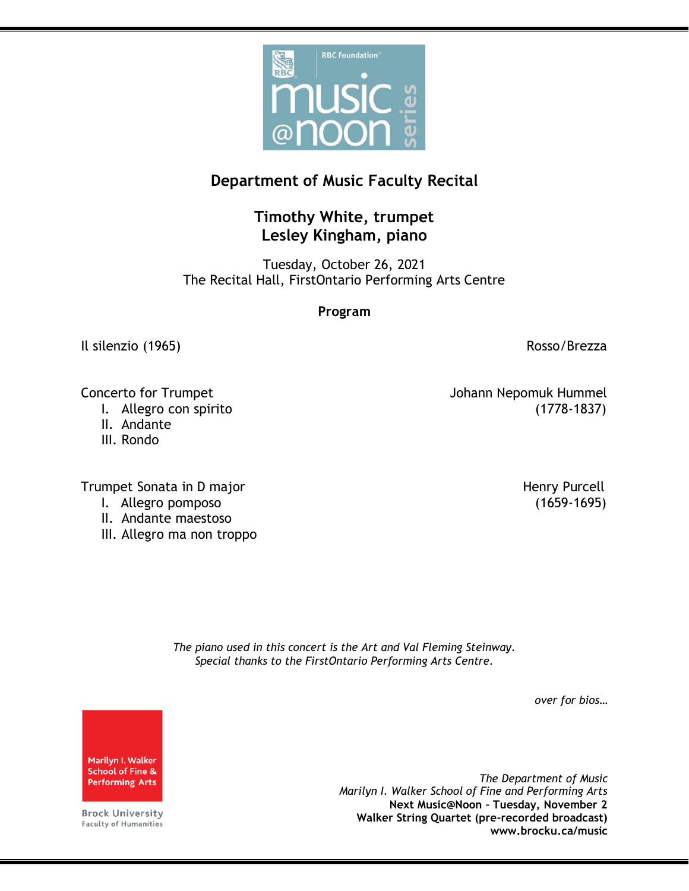RBC Foundation

music @noon series

# Department of Music Faculty Recital

## Timothy White, trumpet
## Lesley Kingham, piano

Tuesday, October 26, 2021
The Recital Hall, FirstOntario Performing Arts Centre

**Program**

Il silenzio (1965) — Rosso/Brezza

Concerto for Trumpet — Johann Nepomuk Hummel (1778-1837)

I. Allegro con spirito
II. Andante
III. Rondo

Trumpet Sonata in D major — Henry Purcell (1659-1695)

I. Allegro pomposo
II. Andante maestoso
III. Allegro ma non troppo

*The piano used in this concert is the Art and Val Fleming Steinway.*
*Special thanks to the FirstOntario Performing Arts Centre.*

*over for bios…*

Marilyn I. Walker School of Fine & Performing Arts
Brock University
Faculty of Humanities

*The Department of Music*
*Marilyn I. Walker School of Fine and Performing Arts*
**Next Music@Noon – Tuesday, November 2**
**Walker String Quartet (pre-recorded broadcast)**
**www.brocku.ca/music**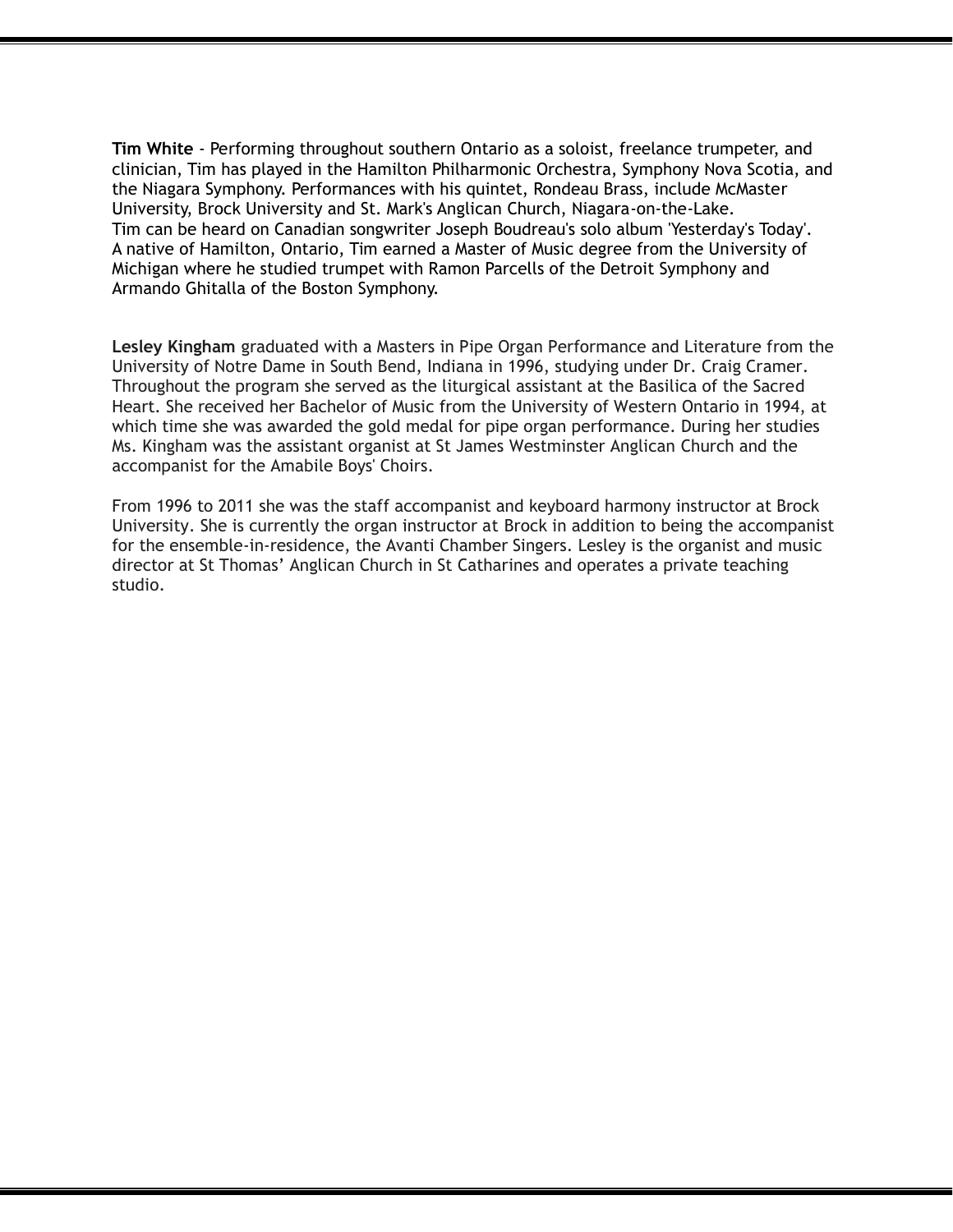**Tim White** - Performing throughout southern Ontario as a soloist, freelance trumpeter, and clinician, Tim has played in the Hamilton Philharmonic Orchestra, Symphony Nova Scotia, and the Niagara Symphony. Performances with his quintet, Rondeau Brass, include McMaster University, Brock University and St. Mark's Anglican Church, Niagara-on-the-Lake. Tim can be heard on Canadian songwriter Joseph Boudreau's solo album 'Yesterday's Today'. A native of Hamilton, Ontario, Tim earned a Master of Music degree from the University of Michigan where he studied trumpet with Ramon Parcells of the Detroit Symphony and Armando Ghitalla of the Boston Symphony.

**Lesley Kingham** graduated with a Masters in Pipe Organ Performance and Literature from the University of Notre Dame in South Bend, Indiana in 1996, studying under Dr. Craig Cramer. Throughout the program she served as the liturgical assistant at the Basilica of the Sacred Heart. She received her Bachelor of Music from the University of Western Ontario in 1994, at which time she was awarded the gold medal for pipe organ performance. During her studies Ms. Kingham was the assistant organist at St James Westminster Anglican Church and the accompanist for the Amabile Boys' Choirs.

From 1996 to 2011 she was the staff accompanist and keyboard harmony instructor at Brock University. She is currently the organ instructor at Brock in addition to being the accompanist for the ensemble-in-residence, the Avanti Chamber Singers. Lesley is the organist and music director at St Thomas' Anglican Church in St Catharines and operates a private teaching studio.